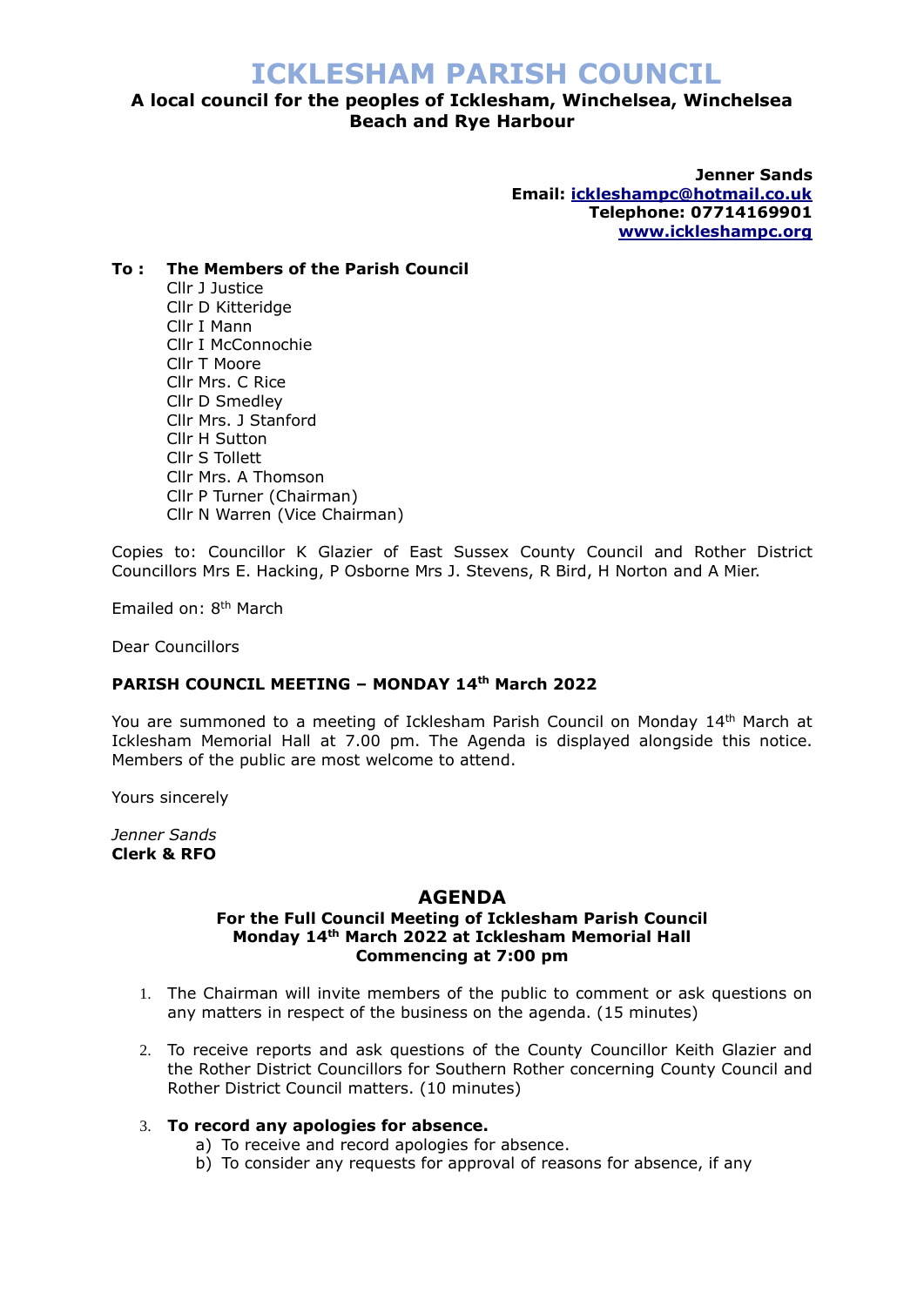# ICKLESHAM PARISH COUNCIL

**A local council for the peoples of Icklesham, Winchelsea, Winchelsea Beach and Rye Harbour**

**Jenner Sands**
**Email: ickleshampc@hotmail.co.uk**
**Telephone: 07714169901**
**www.ickleshampc.org**

**To : The Members of the Parish Council**

Cllr J Justice
Cllr D Kitteridge
Cllr I Mann
Cllr I McConnochie
Cllr T Moore
Cllr Mrs. C Rice
Cllr D Smedley
Cllr Mrs. J Stanford
Cllr H Sutton
Cllr S Tollett
Cllr Mrs. A Thomson
Cllr P Turner (Chairman)
Cllr N Warren (Vice Chairman)

Copies to: Councillor K Glazier of East Sussex County Council and Rother District Councillors Mrs E. Hacking, P Osborne Mrs J. Stevens, R Bird, H Norton and A Mier.

Emailed on: 8th March

Dear Councillors

**PARISH COUNCIL MEETING – MONDAY 14th March 2022**

You are summoned to a meeting of Icklesham Parish Council on Monday 14th March at Icklesham Memorial Hall at 7.00 pm. The Agenda is displayed alongside this notice. Members of the public are most welcome to attend.

Yours sincerely

*Jenner Sands*
**Clerk & RFO**

## AGENDA

**For the Full Council Meeting of Icklesham Parish Council**
**Monday 14th March 2022 at Icklesham Memorial Hall**
**Commencing at 7:00 pm**

1. The Chairman will invite members of the public to comment or ask questions on any matters in respect of the business on the agenda. (15 minutes)

2. To receive reports and ask questions of the County Councillor Keith Glazier and the Rother District Councillors for Southern Rother concerning County Council and Rother District Council matters. (10 minutes)

3. **To record any apologies for absence.**
   a) To receive and record apologies for absence.
   b) To consider any requests for approval of reasons for absence, if any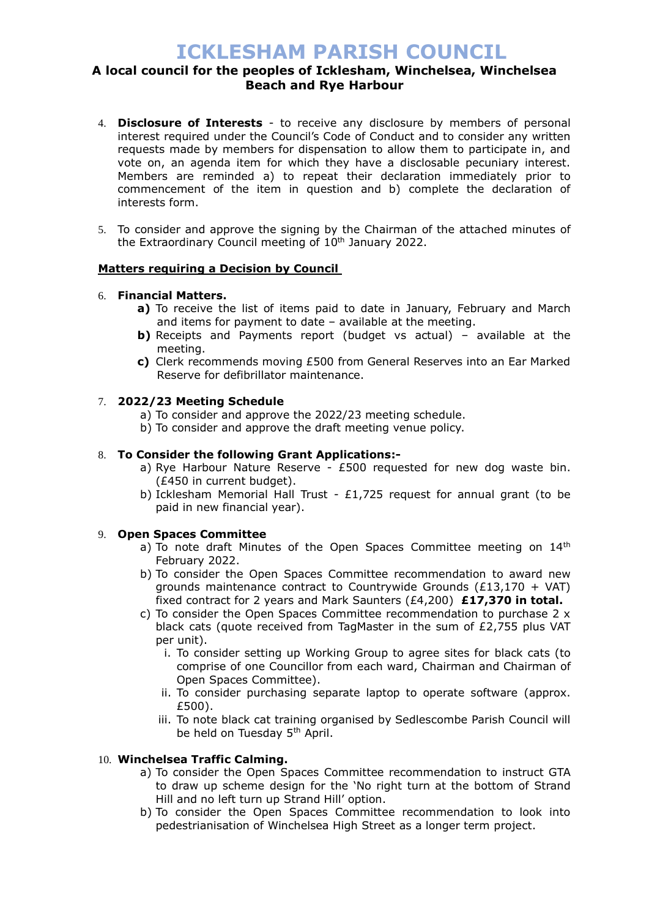# ICKLESHAM PARISH COUNCIL

**A local council for the peoples of Icklesham, Winchelsea, Winchelsea Beach and Rye Harbour**

4. **Disclosure of Interests** - to receive any disclosure by members of personal interest required under the Council's Code of Conduct and to consider any written requests made by members for dispensation to allow them to participate in, and vote on, an agenda item for which they have a disclosable pecuniary interest. Members are reminded a) to repeat their declaration immediately prior to commencement of the item in question and b) complete the declaration of interests form.

5. To consider and approve the signing by the Chairman of the attached minutes of the Extraordinary Council meeting of 10th January 2022.

**Matters requiring a Decision by Council**

6. **Financial Matters.**
   - **a)** To receive the list of items paid to date in January, February and March and items for payment to date – available at the meeting.
   - **b)** Receipts and Payments report (budget vs actual) – available at the meeting.
   - **c)** Clerk recommends moving £500 from General Reserves into an Ear Marked Reserve for defibrillator maintenance.

7. **2022/23 Meeting Schedule**
   - a) To consider and approve the 2022/23 meeting schedule.
   - b) To consider and approve the draft meeting venue policy.

8. **To Consider the following Grant Applications:-**
   - a) Rye Harbour Nature Reserve - £500 requested for new dog waste bin. (£450 in current budget).
   - b) Icklesham Memorial Hall Trust - £1,725 request for annual grant (to be paid in new financial year).

9. **Open Spaces Committee**
   - a) To note draft Minutes of the Open Spaces Committee meeting on 14th February 2022.
   - b) To consider the Open Spaces Committee recommendation to award new grounds maintenance contract to Countrywide Grounds (£13,170 + VAT) fixed contract for 2 years and Mark Saunters (£4,200) **£17,370 in total.**
   - c) To consider the Open Spaces Committee recommendation to purchase 2 x black cats (quote received from TagMaster in the sum of £2,755 plus VAT per unit).
     - i. To consider setting up Working Group to agree sites for black cats (to comprise of one Councillor from each ward, Chairman and Chairman of Open Spaces Committee).
     - ii. To consider purchasing separate laptop to operate software (approx. £500).
     - iii. To note black cat training organised by Sedlescombe Parish Council will be held on Tuesday 5th April.

10. **Winchelsea Traffic Calming.**
    - a) To consider the Open Spaces Committee recommendation to instruct GTA to draw up scheme design for the 'No right turn at the bottom of Strand Hill and no left turn up Strand Hill' option.
    - b) To consider the Open Spaces Committee recommendation to look into pedestrianisation of Winchelsea High Street as a longer term project.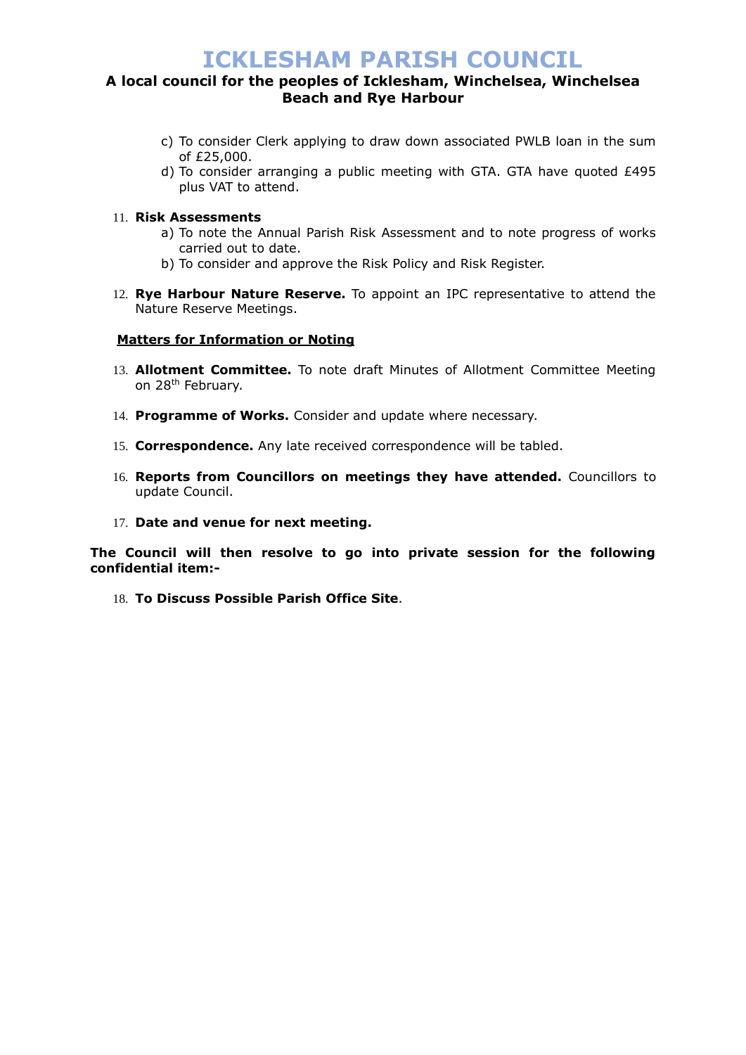# ICKLESHAM PARISH COUNCIL

## A local council for the peoples of Icklesham, Winchelsea, Winchelsea Beach and Rye Harbour

   c) To consider Clerk applying to draw down associated PWLB loan in the sum of £25,000.
   d) To consider arranging a public meeting with GTA. GTA have quoted £495 plus VAT to attend.

11. **Risk Assessments**
    a) To note the Annual Parish Risk Assessment and to note progress of works carried out to date.
    b) To consider and approve the Risk Policy and Risk Register.

12. **Rye Harbour Nature Reserve.** To appoint an IPC representative to attend the Nature Reserve Meetings.

**<u>Matters for Information or Noting</u>**

13. **Allotment Committee.** To note draft Minutes of Allotment Committee Meeting on 28th February.

14. **Programme of Works.** Consider and update where necessary.

15. **Correspondence.** Any late received correspondence will be tabled.

16. **Reports from Councillors on meetings they have attended.** Councillors to update Council.

17. **Date and venue for next meeting.**

**The Council will then resolve to go into private session for the following confidential item:-**

18. **To Discuss Possible Parish Office Site**.